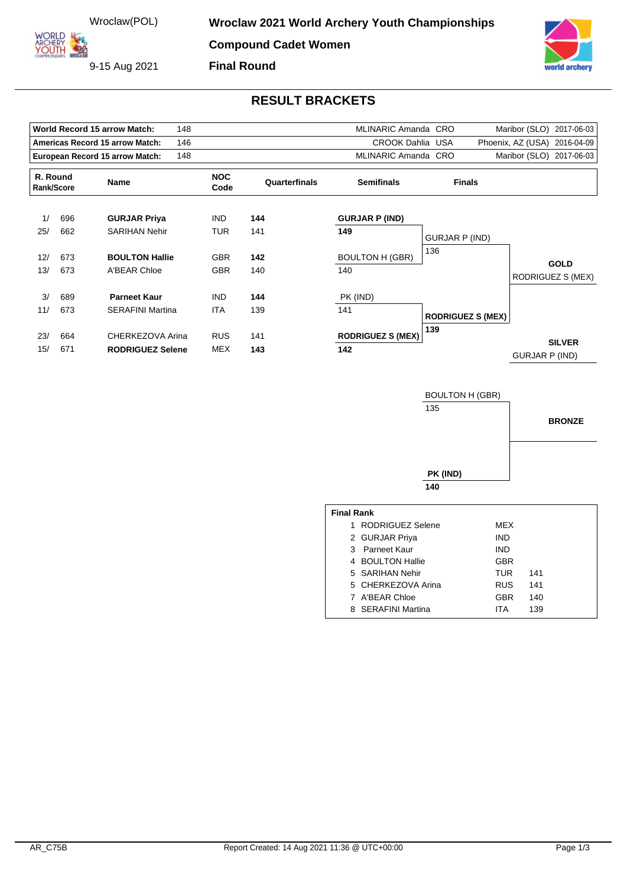Wroclaw(POL)

9-15 Aug 2021

# Wroclaw 2021 World Archery Youth Championships

## Compound Cadet Women

## Final Round

## RESULT BRACKETS

| | | | | |
|---|---|---|---|---|
| **World Record 15 arrow Match:** | 148 | MLINARIC Amanda | CRO | Maribor (SLO) 2017-06-03 |
| **Americas Record 15 arrow Match:** | 146 | CROOK Dahlia | USA | Phoenix, AZ (USA) 2016-04-09 |
| **European Record 15 arrow Match:** | 148 | MLINARIC Amanda | CRO | Maribor (SLO) 2017-06-03 |

| R. Round Rank/Score | | Name | NOC Code | Quarterfinals | Semifinals | Finals |
|---|---|---|---|---|---|---|
| 1/ | 696 | **GURJAR Priya** | IND | **144** | **GURJAR P (IND)** 149 | GURJAR P (IND) 136 |
| 25/ | 662 | SARIHAN Nehir | TUR | 141 | | |
| 12/ | 673 | **BOULTON Hallie** | GBR | **142** | BOULTON H (GBR) 140 | |
| 13/ | 673 | A'BEAR Chloe | GBR | 140 | | |
| 3/ | 689 | **Parneet Kaur** | IND | **144** | PK (IND) 141 | **RODRIGUEZ S (MEX)** 139 |
| 11/ | 673 | SERAFINI Martina | ITA | 139 | | |
| 23/ | 664 | CHERKEZOVA Arina | RUS | 141 | **RODRIGUEZ S (MEX)** 142 | |
| 15/ | 671 | **RODRIGUEZ Selene** | MEX | **143** | | |

**GOLD**: RODRIGUEZ S (MEX)

**SILVER**: GURJAR P (IND)

**Bronze match:**

BOULTON H (GBR) 135

**PK (IND)** **140**

**BRONZE**

| Final Rank | | | |
|---|---|---|---|
| 1 | RODRIGUEZ Selene | MEX | |
| 2 | GURJAR Priya | IND | |
| 3 | Parneet Kaur | IND | |
| 4 | BOULTON Hallie | GBR | |
| 5 | SARIHAN Nehir | TUR | 141 |
| 5 | CHERKEZOVA Arina | RUS | 141 |
| 7 | A'BEAR Chloe | GBR | 140 |
| 8 | SERAFINI Martina | ITA | 139 |

AR_C75B

Report Created: 14 Aug 2021 11:36 @ UTC+00:00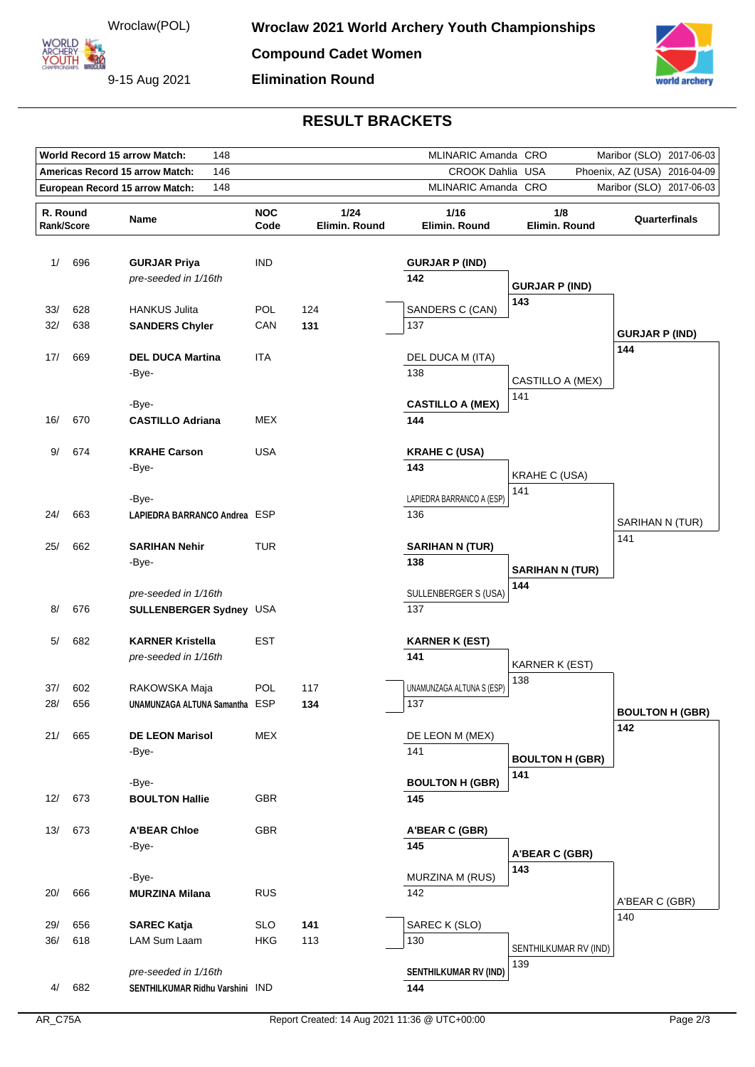Wroclaw(POL)

9-15 Aug 2021

# Wroclaw 2021 World Archery Youth Championships

## Compound Cadet Women

## Elimination Round

## RESULT BRACKETS

| | | | | |
|---|---|---|---|---|
| World Record 15 arrow Match: | 148 | MLINARIC Amanda CRO | Maribor (SLO) | 2017-06-03 |
| Americas Record 15 arrow Match: | 146 | CROOK Dahlia USA | Phoenix, AZ (USA) | 2016-04-09 |
| European Record 15 arrow Match: | 148 | MLINARIC Amanda CRO | Maribor (SLO) | 2017-06-03 |

| R. Round Rank/Score | | Name | NOC Code | 1/24 Elimin. Round | 1/16 Elimin. Round | 1/8 Elimin. Round | Quarterfinals |
|---|---|---|---|---|---|---|---|
| 1/ | 696 | **GURJAR Priya** | IND | | **GURJAR P (IND)** 142 | **GURJAR P (IND)** 143 | **GURJAR P (IND)** 144 |
| | | *pre-seeded in 1/16th* | | | | | |
| 33/ | 628 | HANKUS Julita | POL | 124 | | | |
| 32/ | 638 | **SANDERS Chyler** | CAN | **131** | SANDERS C (CAN) 137 | | |
| 17/ | 669 | **DEL DUCA Martina** | ITA | | DEL DUCA M (ITA) 138 | CASTILLO A (MEX) 141 | |
| | | -Bye- | | | | | |
| | | -Bye- | | | | | |
| 16/ | 670 | **CASTILLO Adriana** | MEX | | **CASTILLO A (MEX)** 144 | | |
| 9/ | 674 | **KRAHE Carson** | USA | | **KRAHE C (USA)** 143 | KRAHE C (USA) 141 | SARIHAN N (TUR) 141 |
| | | -Bye- | | | | | |
| | | -Bye- | | | | | |
| 24/ | 663 | **LAPIEDRA BARRANCO Andrea** | ESP | | LAPIEDRA BARRANCO A (ESP) 136 | | |
| 25/ | 662 | **SARIHAN Nehir** | TUR | | **SARIHAN N (TUR)** 138 | **SARIHAN N (TUR)** 144 | |
| | | -Bye- | | | | | |
| | | *pre-seeded in 1/16th* | | | | | |
| 8/ | 676 | **SULLENBERGER Sydney** | USA | | SULLENBERGER S (USA) 137 | | |
| 5/ | 682 | **KARNER Kristella** | EST | | **KARNER K (EST)** 141 | KARNER K (EST) 138 | **BOULTON H (GBR)** 142 |
| | | *pre-seeded in 1/16th* | | | | | |
| 37/ | 602 | RAKOWSKA Maja | POL | 117 | | | |
| 28/ | 656 | **UNAMUNZAGA ALTUNA Samantha** | ESP | **134** | UNAMUNZAGA ALTUNA S (ESP) 137 | | |
| 21/ | 665 | **DE LEON Marisol** | MEX | | DE LEON M (MEX) 141 | **BOULTON H (GBR)** 141 | |
| | | -Bye- | | | | | |
| | | -Bye- | | | | | |
| 12/ | 673 | **BOULTON Hallie** | GBR | | **BOULTON H (GBR)** 145 | | |
| 13/ | 673 | **A'BEAR Chloe** | GBR | | **A'BEAR C (GBR)** 145 | **A'BEAR C (GBR)** 143 | A'BEAR C (GBR) 140 |
| | | -Bye- | | | | | |
| | | -Bye- | | | | | |
| 20/ | 666 | **MURZINA Milana** | RUS | | MURZINA M (RUS) 142 | | |
| 29/ | 656 | **SAREC Katja** | SLO | **141** | SAREC K (SLO) 130 | SENTHILKUMAR RV (IND) 139 | |
| 36/ | 618 | LAM Sum Laam | HKG | 113 | | | |
| | | *pre-seeded in 1/16th* | | | | | |
| 4/ | 682 | **SENTHILKUMAR Ridhu Varshini** | IND | | **SENTHILKUMAR RV (IND)** 144 | | |

AR_C75A Report Created: 14 Aug 2021 11:36 @ UTC+00:00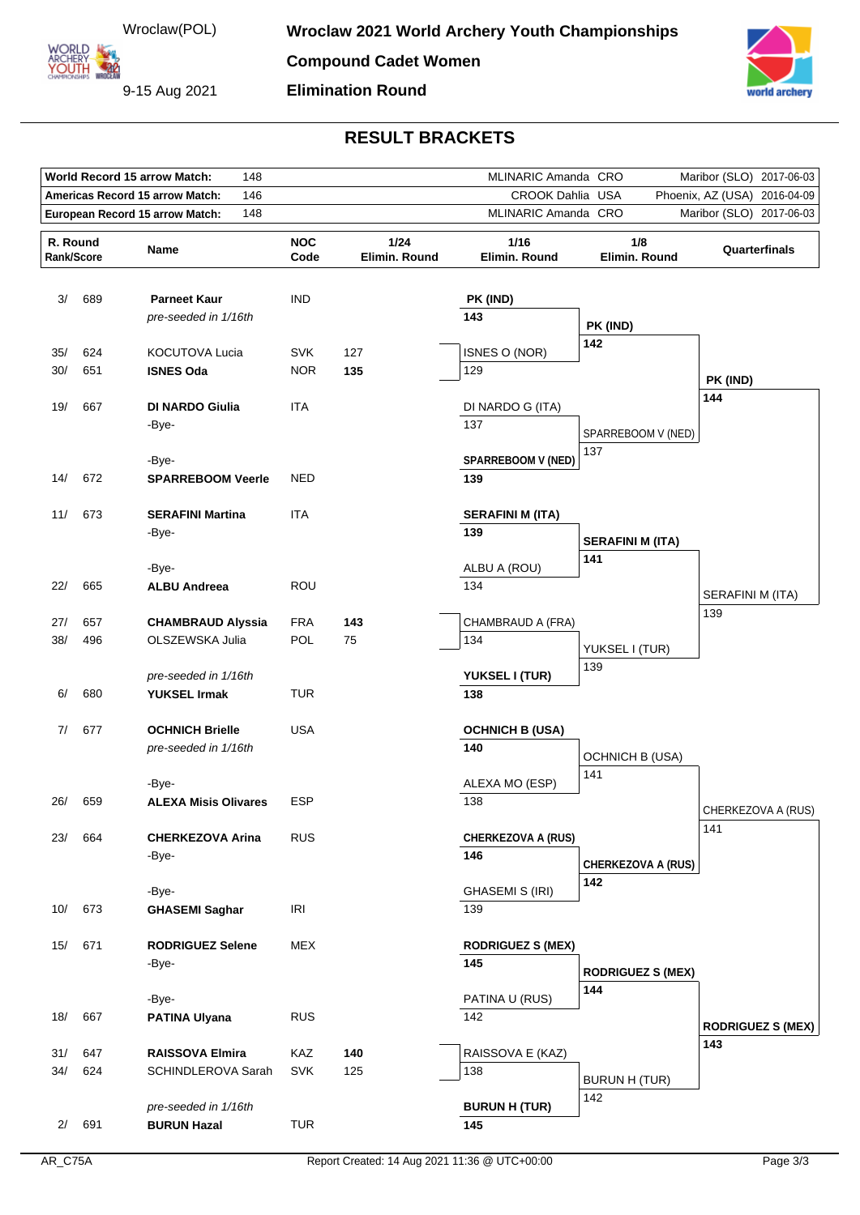# Wroclaw 2021 World Archery Youth Championships

Wroclaw(POL)

9-15 Aug 2021

## Compound Cadet Women

## Elimination Round

## RESULT BRACKETS

| | | | |
|---|---|---|---|
| World Record 15 arrow Match: | 148 | MLINARIC Amanda CRO | Maribor (SLO) 2017-06-03 |
| Americas Record 15 arrow Match: | 146 | CROOK Dahlia USA | Phoenix, AZ (USA) 2016-04-09 |
| European Record 15 arrow Match: | 148 | MLINARIC Amanda CRO | Maribor (SLO) 2017-06-03 |

| R. Round Rank/Score | Name | NOC Code | 1/24 Elimin. Round |
|---|---|---|---|
| 3/ 689 | **Parneet Kaur** *pre-seeded in 1/16th* | IND | |
| 35/ 624 | KOCUTOVA Lucia | SVK | 127 |
| 30/ 651 | **ISNES Oda** | NOR | **135** |
| 19/ 667 | **DI NARDO Giulia** -Bye- | ITA | |
| 14/ 672 | -Bye- **SPARREBOOM Veerle** | NED | |
| 11/ 673 | **SERAFINI Martina** -Bye- | ITA | |
| 22/ 665 | -Bye- **ALBU Andreea** | ROU | |
| 27/ 657 | **CHAMBRAUD Alyssia** | FRA | **143** |
| 38/ 496 | OLSZEWSKA Julia | POL | 75 |
| 6/ 680 | *pre-seeded in 1/16th* **YUKSEL Irmak** | TUR | |
| 7/ 677 | **OCHNICH Brielle** *pre-seeded in 1/16th* | USA | |
| 26/ 659 | -Bye- **ALEXA Misis Olivares** | ESP | |
| 23/ 664 | **CHERKEZOVA Arina** -Bye- | RUS | |
| 10/ 673 | -Bye- **GHASEMI Saghar** | IRI | |
| 15/ 671 | **RODRIGUEZ Selene** -Bye- | MEX | |
| 18/ 667 | -Bye- **PATINA Ulyana** | RUS | |
| 31/ 647 | **RAISSOVA Elmira** | KAZ | **140** |
| 34/ 624 | SCHINDLEROVA Sarah | SVK | 125 |
| 2/ 691 | *pre-seeded in 1/16th* **BURUN Hazal** | TUR | |

### 1/16 Elimin. Round

| Match | Athlete | Score |
|---|---|---|
| 1 | **PK (IND)** | **143** |
| | ISNES O (NOR) | 129 |
| 2 | DI NARDO G (ITA) | 137 |
| | **SPARREBOOM V (NED)** | **139** |
| 3 | **SERAFINI M (ITA)** | **139** |
| | ALBU A (ROU) | 134 |
| 4 | CHAMBRAUD A (FRA) | 134 |
| | **YUKSEL I (TUR)** | **138** |
| 5 | **OCHNICH B (USA)** | **140** |
| | ALEXA MO (ESP) | 138 |
| 6 | **CHERKEZOVA A (RUS)** | **146** |
| | GHASEMI S (IRI) | 139 |
| 7 | **RODRIGUEZ S (MEX)** | **145** |
| | PATINA U (RUS) | 142 |
| 8 | RAISSOVA E (KAZ) | 138 |
| | **BURUN H (TUR)** | **145** |

### 1/8 Elimin. Round

| Match | Athlete | Score |
|---|---|---|
| 1 | **PK (IND)** | **142** |
| | SPARREBOOM V (NED) | 137 |
| 2 | **SERAFINI M (ITA)** | **141** |
| | YUKSEL I (TUR) | 139 |
| 3 | OCHNICH B (USA) | 141 |
| | **CHERKEZOVA A (RUS)** | **142** |
| 4 | **RODRIGUEZ S (MEX)** | **144** |
| | BURUN H (TUR) | 142 |

### Quarterfinals

| Match | Athlete | Score |
|---|---|---|
| 1 | **PK (IND)** | **144** |
| | SERAFINI M (ITA) | 139 |
| 2 | CHERKEZOVA A (RUS) | 141 |
| | **RODRIGUEZ S (MEX)** | **143** |

AR_C75A

Report Created: 14 Aug 2021 11:36 @ UTC+00:00